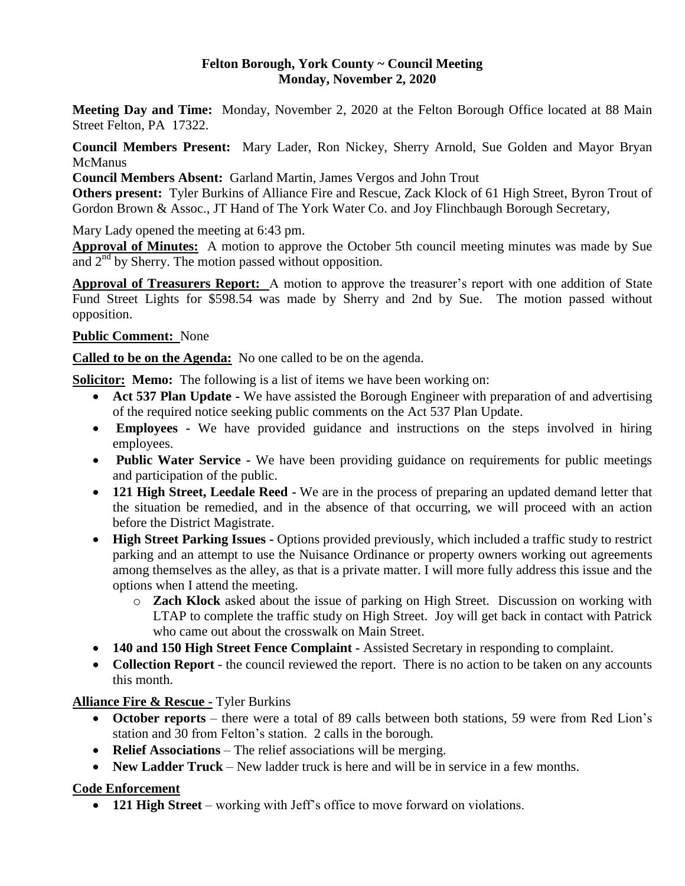# Felton Borough, York County ~ Council Meeting
## Monday, November 2, 2020

**Meeting Day and Time:** Monday, November 2, 2020 at the Felton Borough Office located at 88 Main Street Felton, PA 17322.

**Council Members Present:** Mary Lader, Ron Nickey, Sherry Arnold, Sue Golden and Mayor Bryan McManus

**Council Members Absent:** Garland Martin, James Vergos and John Trout

**Others present:** Tyler Burkins of Alliance Fire and Rescue, Zack Klock of 61 High Street, Byron Trout of Gordon Brown & Assoc., JT Hand of The York Water Co. and Joy Flinchbaugh Borough Secretary,

Mary Lady opened the meeting at 6:43 pm.

**Approval of Minutes:** A motion to approve the October 5th council meeting minutes was made by Sue and 2nd by Sherry. The motion passed without opposition.

**Approval of Treasurers Report:** A motion to approve the treasurer's report with one addition of State Fund Street Lights for $598.54 was made by Sherry and 2nd by Sue. The motion passed without opposition.

**Public Comment:** None

**Called to be on the Agenda:** No one called to be on the agenda.

**Solicitor: Memo:** The following is a list of items we have been working on:

- **Act 537 Plan Update -** We have assisted the Borough Engineer with preparation of and advertising of the required notice seeking public comments on the Act 537 Plan Update.
- **Employees -** We have provided guidance and instructions on the steps involved in hiring employees.
- **Public Water Service -** We have been providing guidance on requirements for public meetings and participation of the public.
- **121 High Street, Leedale Reed -** We are in the process of preparing an updated demand letter that the situation be remedied, and in the absence of that occurring, we will proceed with an action before the District Magistrate.
- **High Street Parking Issues -** Options provided previously, which included a traffic study to restrict parking and an attempt to use the Nuisance Ordinance or property owners working out agreements among themselves as the alley, as that is a private matter. I will more fully address this issue and the options when I attend the meeting.
  - **Zach Klock** asked about the issue of parking on High Street. Discussion on working with LTAP to complete the traffic study on High Street. Joy will get back in contact with Patrick who came out about the crosswalk on Main Street.
- **140 and 150 High Street Fence Complaint -** Assisted Secretary in responding to complaint.
- **Collection Report** - the council reviewed the report. There is no action to be taken on any accounts this month.

**Alliance Fire & Rescue -** Tyler Burkins

- **October reports** – there were a total of 89 calls between both stations, 59 were from Red Lion's station and 30 from Felton's station. 2 calls in the borough.
- **Relief Associations** – The relief associations will be merging.
- **New Ladder Truck** – New ladder truck is here and will be in service in a few months.

**Code Enforcement**

- **121 High Street** – working with Jeff's office to move forward on violations.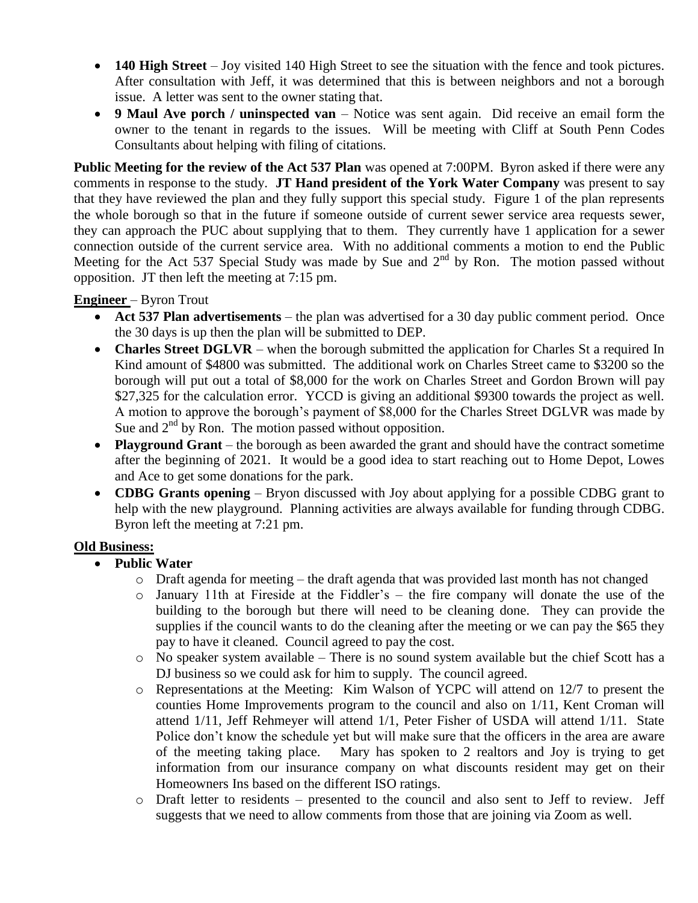- **140 High Street** – Joy visited 140 High Street to see the situation with the fence and took pictures. After consultation with Jeff, it was determined that this is between neighbors and not a borough issue. A letter was sent to the owner stating that.
- **9 Maul Ave porch / uninspected van** – Notice was sent again. Did receive an email form the owner to the tenant in regards to the issues. Will be meeting with Cliff at South Penn Codes Consultants about helping with filing of citations.

**Public Meeting for the review of the Act 537 Plan** was opened at 7:00PM. Byron asked if there were any comments in response to the study. **JT Hand president of the York Water Company** was present to say that they have reviewed the plan and they fully support this special study. Figure 1 of the plan represents the whole borough so that in the future if someone outside of current sewer service area requests sewer, they can approach the PUC about supplying that to them. They currently have 1 application for a sewer connection outside of the current service area. With no additional comments a motion to end the Public Meeting for the Act 537 Special Study was made by Sue and 2nd by Ron. The motion passed without opposition. JT then left the meeting at 7:15 pm.

**Engineer** – Byron Trout

- **Act 537 Plan advertisements** – the plan was advertised for a 30 day public comment period. Once the 30 days is up then the plan will be submitted to DEP.
- **Charles Street DGLVR** – when the borough submitted the application for Charles St a required In Kind amount of $4800 was submitted. The additional work on Charles Street came to $3200 so the borough will put out a total of $8,000 for the work on Charles Street and Gordon Brown will pay $27,325 for the calculation error. YCCD is giving an additional $9300 towards the project as well. A motion to approve the borough's payment of $8,000 for the Charles Street DGLVR was made by Sue and 2nd by Ron. The motion passed without opposition.
- **Playground Grant** – the borough as been awarded the grant and should have the contract sometime after the beginning of 2021. It would be a good idea to start reaching out to Home Depot, Lowes and Ace to get some donations for the park.
- **CDBG Grants opening** – Bryon discussed with Joy about applying for a possible CDBG grant to help with the new playground. Planning activities are always available for funding through CDBG. Byron left the meeting at 7:21 pm.

**Old Business:**

- **Public Water**
  - Draft agenda for meeting – the draft agenda that was provided last month has not changed
  - January 11th at Fireside at the Fiddler's – the fire company will donate the use of the building to the borough but there will need to be cleaning done. They can provide the supplies if the council wants to do the cleaning after the meeting or we can pay the $65 they pay to have it cleaned. Council agreed to pay the cost.
  - No speaker system available – There is no sound system available but the chief Scott has a DJ business so we could ask for him to supply. The council agreed.
  - Representations at the Meeting: Kim Walson of YCPC will attend on 12/7 to present the counties Home Improvements program to the council and also on 1/11, Kent Croman will attend 1/11, Jeff Rehmeyer will attend 1/1, Peter Fisher of USDA will attend 1/11. State Police don't know the schedule yet but will make sure that the officers in the area are aware of the meeting taking place. Mary has spoken to 2 realtors and Joy is trying to get information from our insurance company on what discounts resident may get on their Homeowners Ins based on the different ISO ratings.
  - Draft letter to residents – presented to the council and also sent to Jeff to review. Jeff suggests that we need to allow comments from those that are joining via Zoom as well.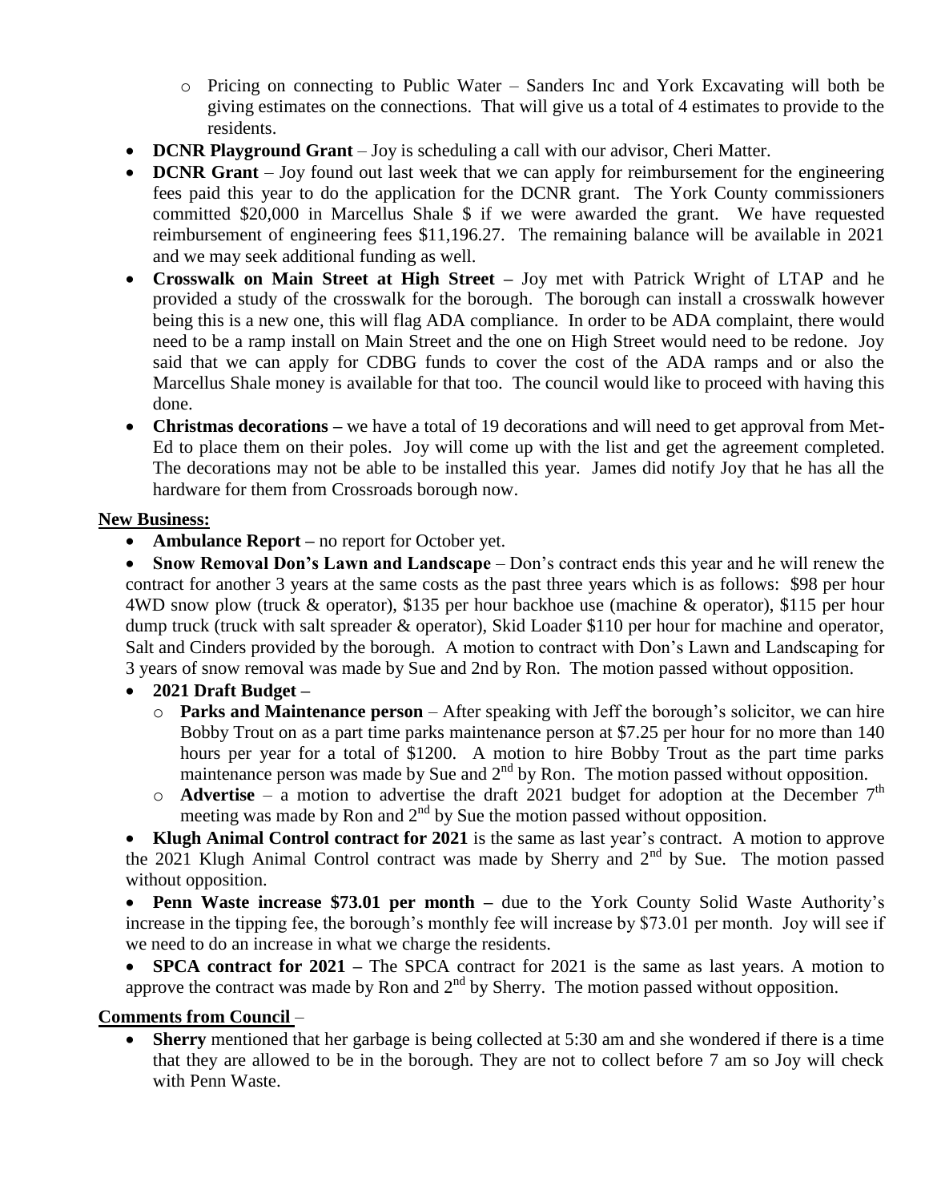- Pricing on connecting to Public Water – Sanders Inc and York Excavating will both be giving estimates on the connections. That will give us a total of 4 estimates to provide to the residents.
- **DCNR Playground Grant** – Joy is scheduling a call with our advisor, Cheri Matter.
- **DCNR Grant** – Joy found out last week that we can apply for reimbursement for the engineering fees paid this year to do the application for the DCNR grant. The York County commissioners committed $20,000 in Marcellus Shale $ if we were awarded the grant. We have requested reimbursement of engineering fees $11,196.27. The remaining balance will be available in 2021 and we may seek additional funding as well.
- **Crosswalk on Main Street at High Street –** Joy met with Patrick Wright of LTAP and he provided a study of the crosswalk for the borough. The borough can install a crosswalk however being this is a new one, this will flag ADA compliance. In order to be ADA complaint, there would need to be a ramp install on Main Street and the one on High Street would need to be redone. Joy said that we can apply for CDBG funds to cover the cost of the ADA ramps and or also the Marcellus Shale money is available for that too. The council would like to proceed with having this done.
- **Christmas decorations –** we have a total of 19 decorations and will need to get approval from Met-Ed to place them on their poles. Joy will come up with the list and get the agreement completed. The decorations may not be able to be installed this year. James did notify Joy that he has all the hardware for them from Crossroads borough now.

**New Business:**

- **Ambulance Report –** no report for October yet.
- **Snow Removal Don's Lawn and Landscape** – Don's contract ends this year and he will renew the contract for another 3 years at the same costs as the past three years which is as follows: $98 per hour 4WD snow plow (truck & operator), $135 per hour backhoe use (machine & operator), $115 per hour dump truck (truck with salt spreader & operator), Skid Loader $110 per hour for machine and operator, Salt and Cinders provided by the borough. A motion to contract with Don's Lawn and Landscaping for 3 years of snow removal was made by Sue and 2nd by Ron. The motion passed without opposition.
- **2021 Draft Budget –**
  - **Parks and Maintenance person** – After speaking with Jeff the borough's solicitor, we can hire Bobby Trout on as a part time parks maintenance person at $7.25 per hour for no more than 140 hours per year for a total of $1200. A motion to hire Bobby Trout as the part time parks maintenance person was made by Sue and 2nd by Ron. The motion passed without opposition.
  - **Advertise** – a motion to advertise the draft 2021 budget for adoption at the December 7th meeting was made by Ron and 2nd by Sue the motion passed without opposition.
- **Klugh Animal Control contract for 2021** is the same as last year's contract. A motion to approve the 2021 Klugh Animal Control contract was made by Sherry and 2nd by Sue. The motion passed without opposition.
- **Penn Waste increase $73.01 per month –** due to the York County Solid Waste Authority's increase in the tipping fee, the borough's monthly fee will increase by $73.01 per month. Joy will see if we need to do an increase in what we charge the residents.
- **SPCA contract for 2021 –** The SPCA contract for 2021 is the same as last years. A motion to approve the contract was made by Ron and 2nd by Sherry. The motion passed without opposition.

**Comments from Council** –

- **Sherry** mentioned that her garbage is being collected at 5:30 am and she wondered if there is a time that they are allowed to be in the borough. They are not to collect before 7 am so Joy will check with Penn Waste.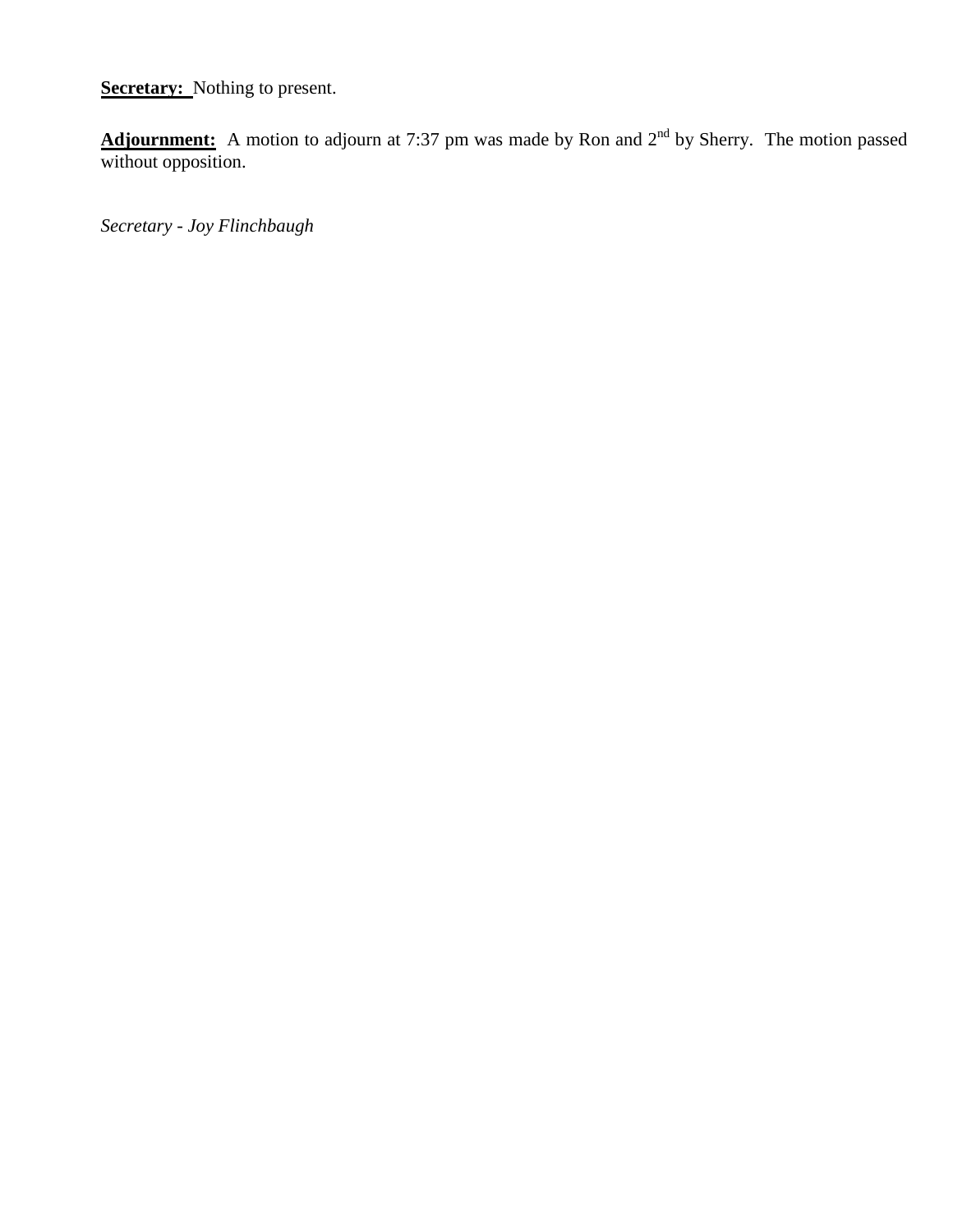**Secretary:** Nothing to present.

**Adjournment:** A motion to adjourn at 7:37 pm was made by Ron and 2nd by Sherry. The motion passed without opposition.

*Secretary - Joy Flinchbaugh*